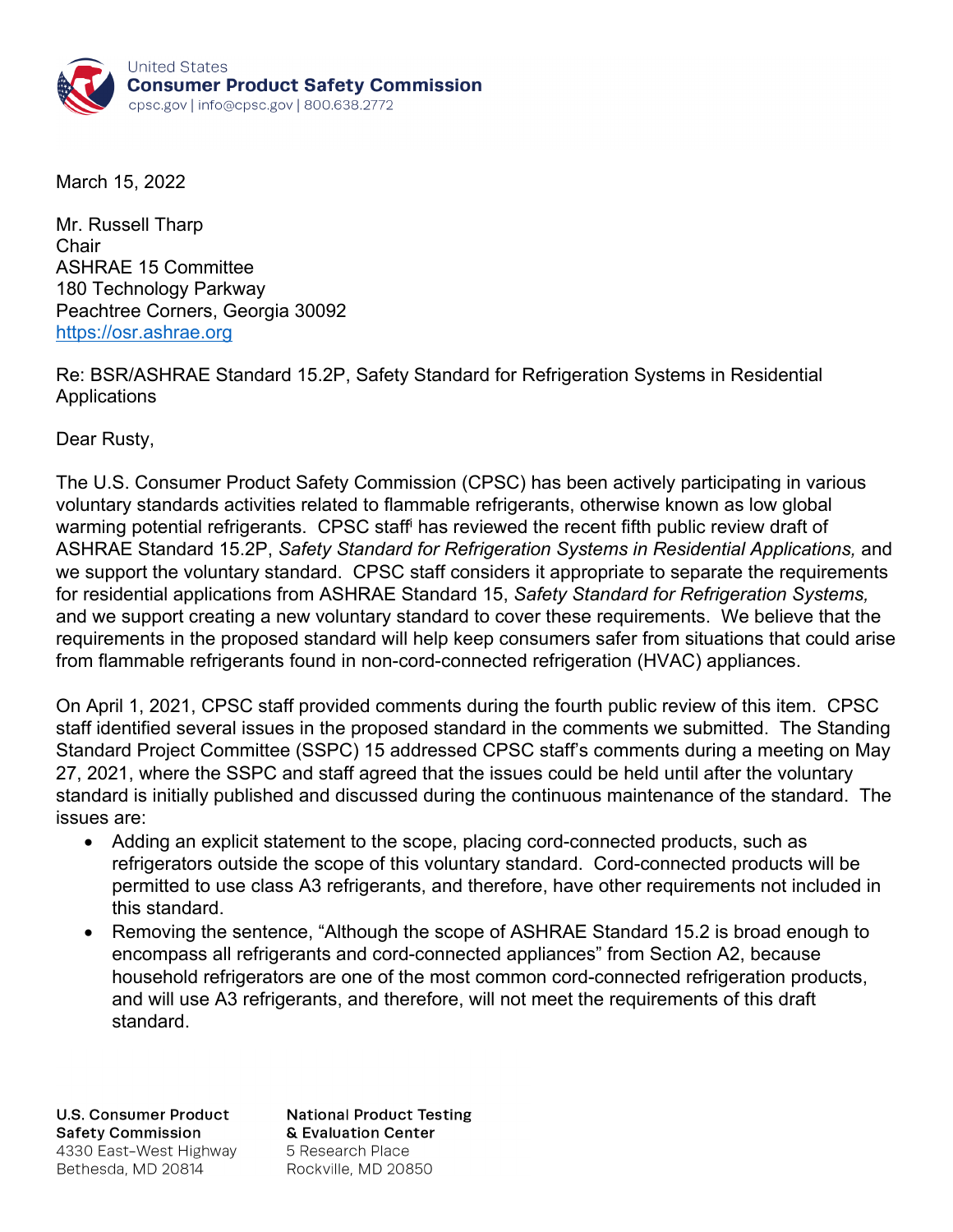United States
**Consumer Product Safety Commission**
cpsc.gov | info@cpsc.gov | 800.638.2772

March 15, 2022

Mr. Russell Tharp
Chair
ASHRAE 15 Committee
180 Technology Parkway
Peachtree Corners, Georgia 30092
https://osr.ashrae.org

Re: BSR/ASHRAE Standard 15.2P, Safety Standard for Refrigeration Systems in Residential Applications

Dear Rusty,

The U.S. Consumer Product Safety Commission (CPSC) has been actively participating in various voluntary standards activities related to flammable refrigerants, otherwise known as low global warming potential refrigerants. CPSC staff[i] has reviewed the recent fifth public review draft of ASHRAE Standard 15.2P, *Safety Standard for Refrigeration Systems in Residential Applications,* and we support the voluntary standard. CPSC staff considers it appropriate to separate the requirements for residential applications from ASHRAE Standard 15, *Safety Standard for Refrigeration Systems,* and we support creating a new voluntary standard to cover these requirements. We believe that the requirements in the proposed standard will help keep consumers safer from situations that could arise from flammable refrigerants found in non-cord-connected refrigeration (HVAC) appliances.

On April 1, 2021, CPSC staff provided comments during the fourth public review of this item. CPSC staff identified several issues in the proposed standard in the comments we submitted. The Standing Standard Project Committee (SSPC) 15 addressed CPSC staff's comments during a meeting on May 27, 2021, where the SSPC and staff agreed that the issues could be held until after the voluntary standard is initially published and discussed during the continuous maintenance of the standard. The issues are:

- Adding an explicit statement to the scope, placing cord-connected products, such as refrigerators outside the scope of this voluntary standard. Cord-connected products will be permitted to use class A3 refrigerants, and therefore, have other requirements not included in this standard.
- Removing the sentence, "Although the scope of ASHRAE Standard 15.2 is broad enough to encompass all refrigerants and cord-connected appliances" from Section A2, because household refrigerators are one of the most common cord-connected refrigeration products, and will use A3 refrigerants, and therefore, will not meet the requirements of this draft standard.

**U.S. Consumer Product Safety Commission**
4330 East-West Highway
Bethesda, MD 20814

**National Product Testing & Evaluation Center**
5 Research Place
Rockville, MD 20850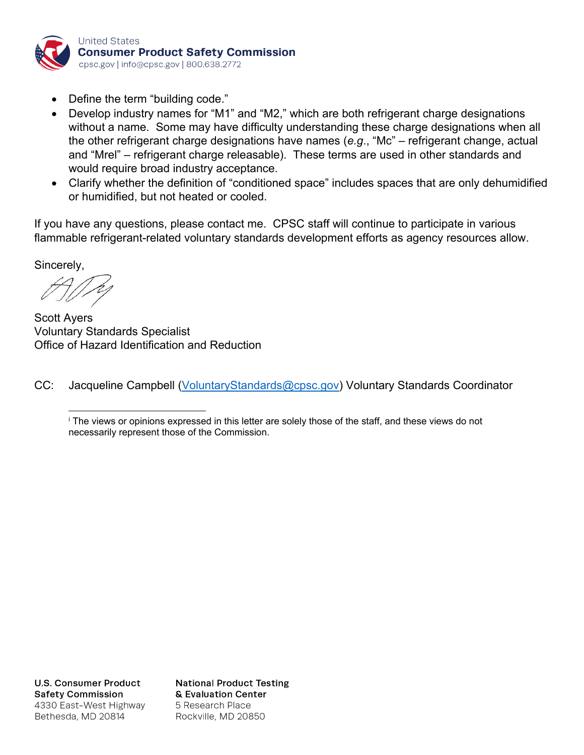- Define the term "building code."
- Develop industry names for "M1" and "M2," which are both refrigerant charge designations without a name. Some may have difficulty understanding these charge designations when all the other refrigerant charge designations have names (*e.g.*, "Mc" – refrigerant change, actual and "Mrel" – refrigerant charge releasable). These terms are used in other standards and would require broad industry acceptance.
- Clarify whether the definition of "conditioned space" includes spaces that are only dehumidified or humidified, but not heated or cooled.

If you have any questions, please contact me. CPSC staff will continue to participate in various flammable refrigerant-related voluntary standards development efforts as agency resources allow.

Sincerely,

Scott Ayers
Voluntary Standards Specialist
Office of Hazard Identification and Reduction

CC: Jacqueline Campbell (VoluntaryStandards@cpsc.gov) Voluntary Standards Coordinator

---

[i] The views or opinions expressed in this letter are solely those of the staff, and these views do not necessarily represent those of the Commission.